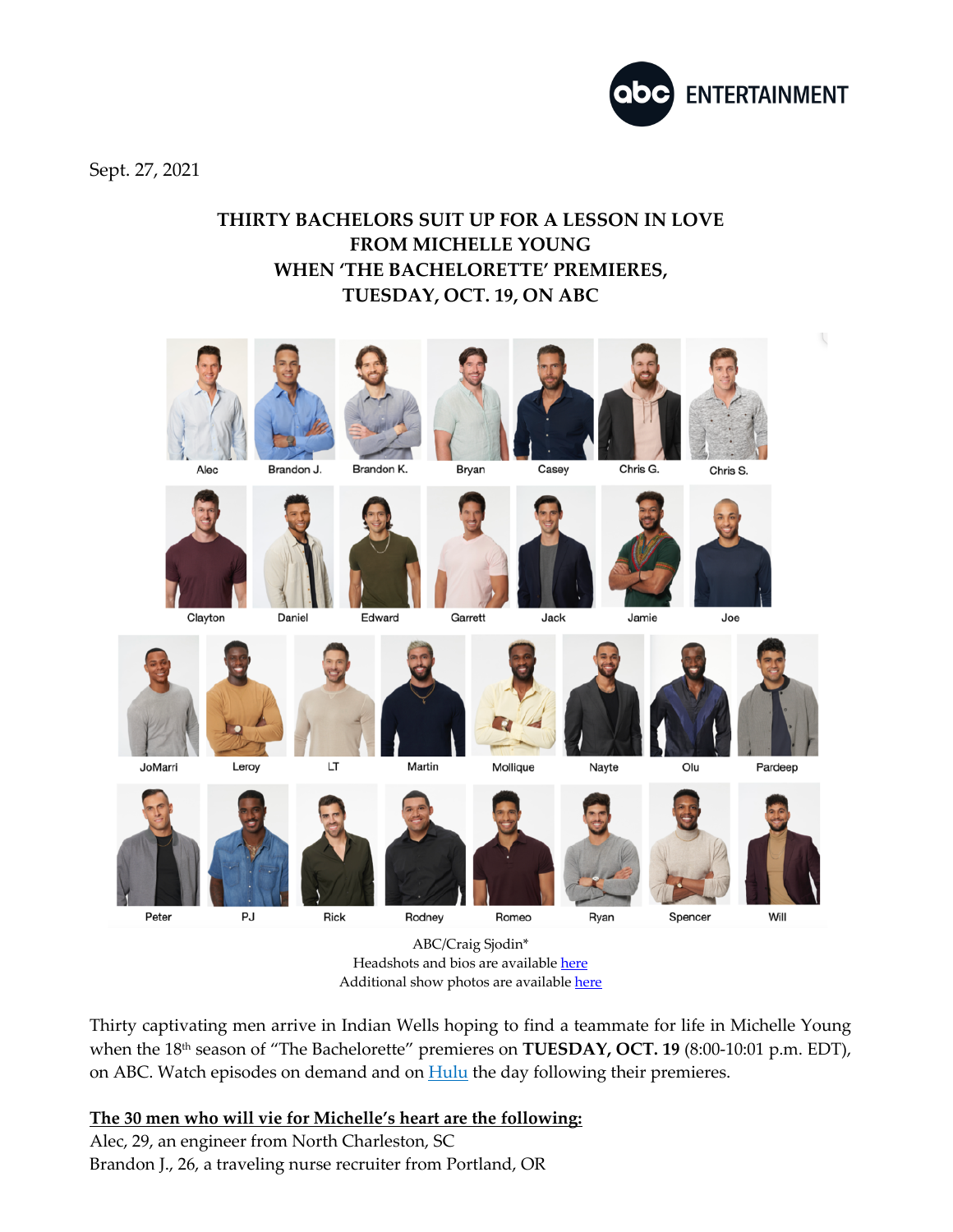Sept. 27, 2021

# THIRTY BACHELORS SUIT UP FOR A LESSON IN LOVE FROM MICHELLE YOUNG WHEN 'THE BACHELORETTE' PREMIERES, TUESDAY, OCT. 19, ON ABC

Alec, Brandon J., Brandon K., Bryan, Casey, Chris G., Chris S.

Clayton, Daniel, Edward, Garrett, Jack, Jamie, Joe

JoMarri, Leroy, LT, Martin, Mollique, Nayte, Olu, Pardeep

Peter, PJ, Rick, Rodney, Romeo, Ryan, Spencer, Will

ABC/Craig Sjodin*
Headshots and bios are available here
Additional show photos are available here

Thirty captivating men arrive in Indian Wells hoping to find a teammate for life in Michelle Young when the 18th season of "The Bachelorette" premieres on **TUESDAY, OCT. 19** (8:00-10:01 p.m. EDT), on ABC. Watch episodes on demand and on Hulu the day following their premieres.

**The 30 men who will vie for Michelle's heart are the following:**

Alec, 29, an engineer from North Charleston, SC
Brandon J., 26, a traveling nurse recruiter from Portland, OR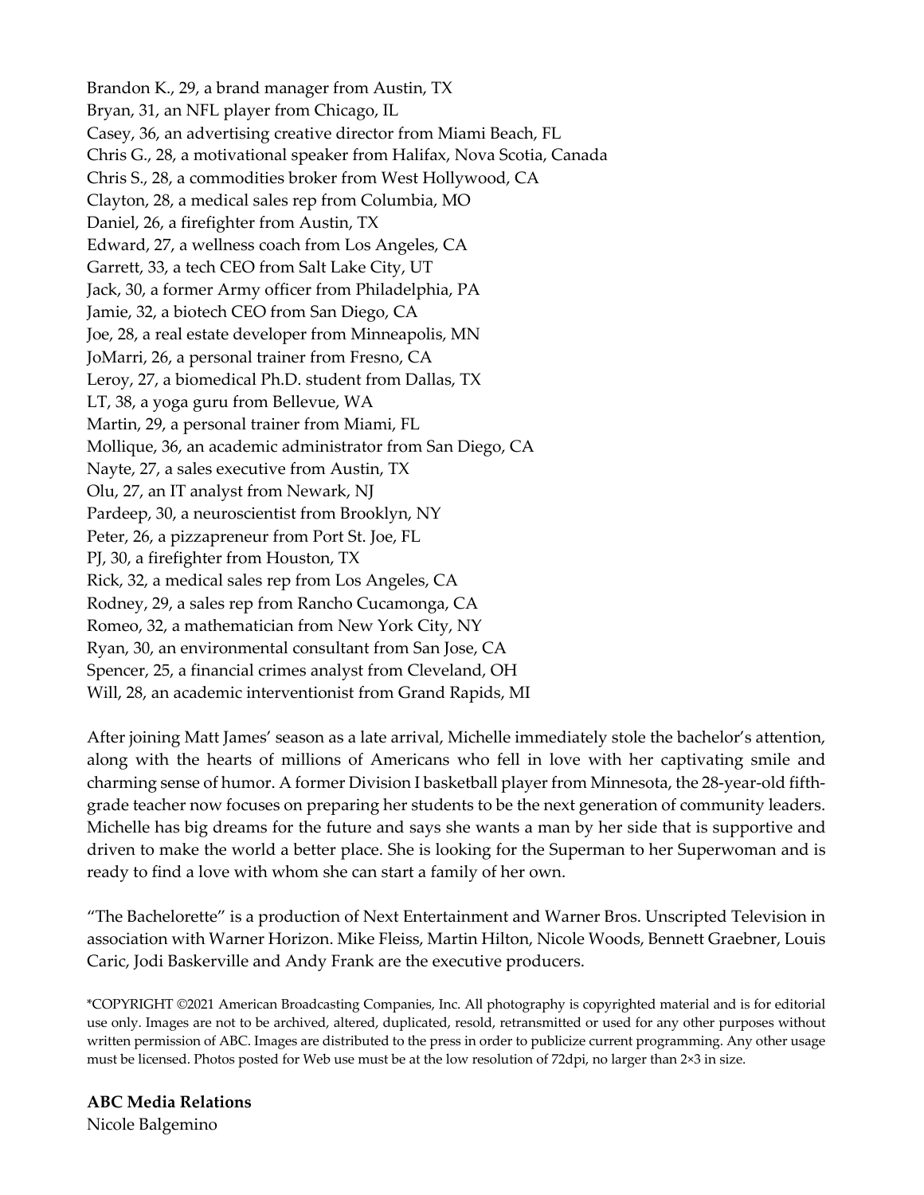Brandon K., 29, a brand manager from Austin, TX
Bryan, 31, an NFL player from Chicago, IL
Casey, 36, an advertising creative director from Miami Beach, FL
Chris G., 28, a motivational speaker from Halifax, Nova Scotia, Canada
Chris S., 28, a commodities broker from West Hollywood, CA
Clayton, 28, a medical sales rep from Columbia, MO
Daniel, 26, a firefighter from Austin, TX
Edward, 27, a wellness coach from Los Angeles, CA
Garrett, 33, a tech CEO from Salt Lake City, UT
Jack, 30, a former Army officer from Philadelphia, PA
Jamie, 32, a biotech CEO from San Diego, CA
Joe, 28, a real estate developer from Minneapolis, MN
JoMarri, 26, a personal trainer from Fresno, CA
Leroy, 27, a biomedical Ph.D. student from Dallas, TX
LT, 38, a yoga guru from Bellevue, WA
Martin, 29, a personal trainer from Miami, FL
Mollique, 36, an academic administrator from San Diego, CA
Nayte, 27, a sales executive from Austin, TX
Olu, 27, an IT analyst from Newark, NJ
Pardeep, 30, a neuroscientist from Brooklyn, NY
Peter, 26, a pizzapreneur from Port St. Joe, FL
PJ, 30, a firefighter from Houston, TX
Rick, 32, a medical sales rep from Los Angeles, CA
Rodney, 29, a sales rep from Rancho Cucamonga, CA
Romeo, 32, a mathematician from New York City, NY
Ryan, 30, an environmental consultant from San Jose, CA
Spencer, 25, a financial crimes analyst from Cleveland, OH
Will, 28, an academic interventionist from Grand Rapids, MI

After joining Matt James' season as a late arrival, Michelle immediately stole the bachelor's attention, along with the hearts of millions of Americans who fell in love with her captivating smile and charming sense of humor. A former Division I basketball player from Minnesota, the 28-year-old fifth-grade teacher now focuses on preparing her students to be the next generation of community leaders. Michelle has big dreams for the future and says she wants a man by her side that is supportive and driven to make the world a better place. She is looking for the Superman to her Superwoman and is ready to find a love with whom she can start a family of her own.

"The Bachelorette" is a production of Next Entertainment and Warner Bros. Unscripted Television in association with Warner Horizon. Mike Fleiss, Martin Hilton, Nicole Woods, Bennett Graebner, Louis Caric, Jodi Baskerville and Andy Frank are the executive producers.

*COPYRIGHT ©2021 American Broadcasting Companies, Inc. All photography is copyrighted material and is for editorial use only. Images are not to be archived, altered, duplicated, resold, retransmitted or used for any other purposes without written permission of ABC. Images are distributed to the press in order to publicize current programming. Any other usage must be licensed. Photos posted for Web use must be at the low resolution of 72dpi, no larger than 2×3 in size.

**ABC Media Relations**
Nicole Balgemino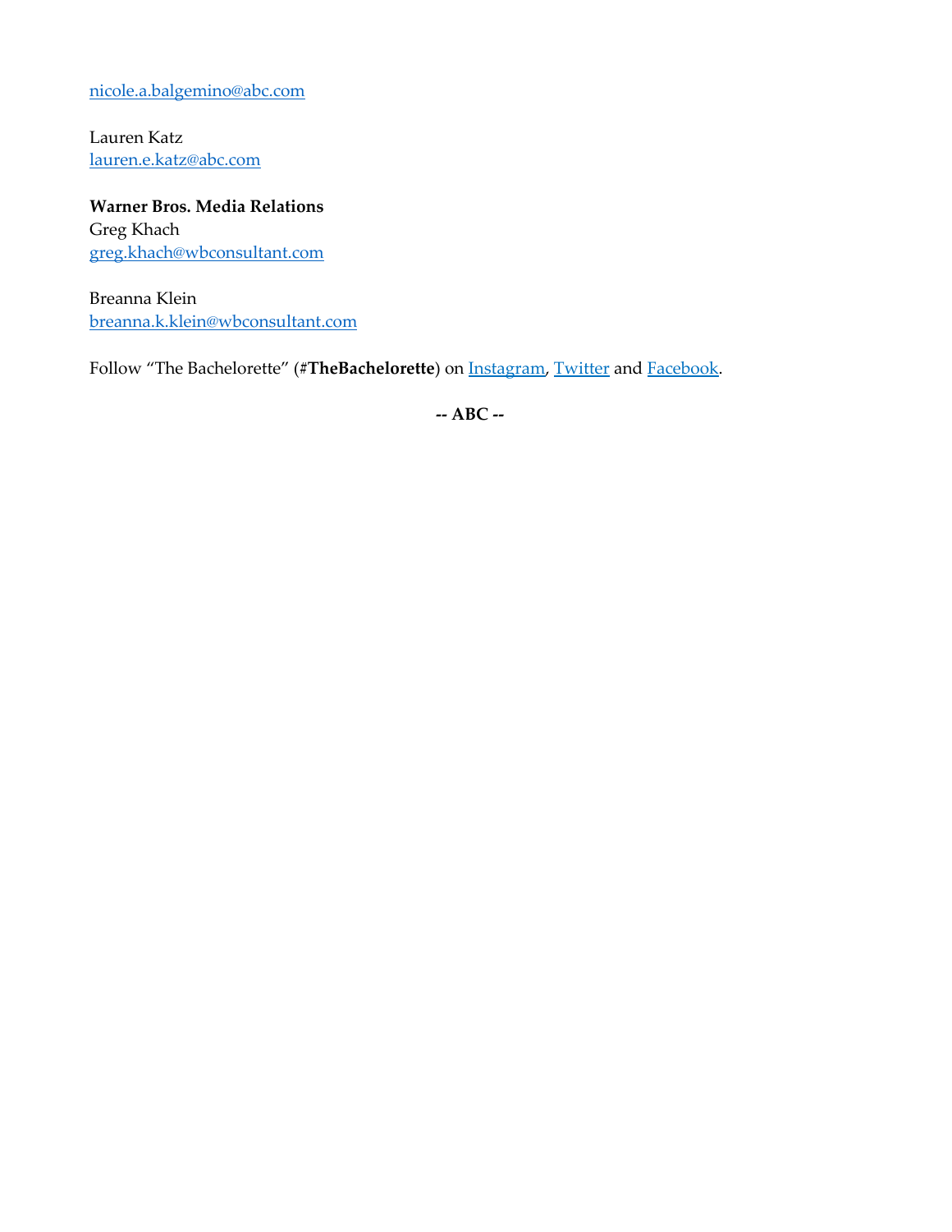nicole.a.balgemino@abc.com

Lauren Katz
lauren.e.katz@abc.com

**Warner Bros. Media Relations**
Greg Khach
greg.khach@wbconsultant.com

Breanna Klein
breanna.k.klein@wbconsultant.com

Follow "The Bachelorette" (#**TheBachelorette**) on Instagram, Twitter and Facebook.

**-- ABC --**